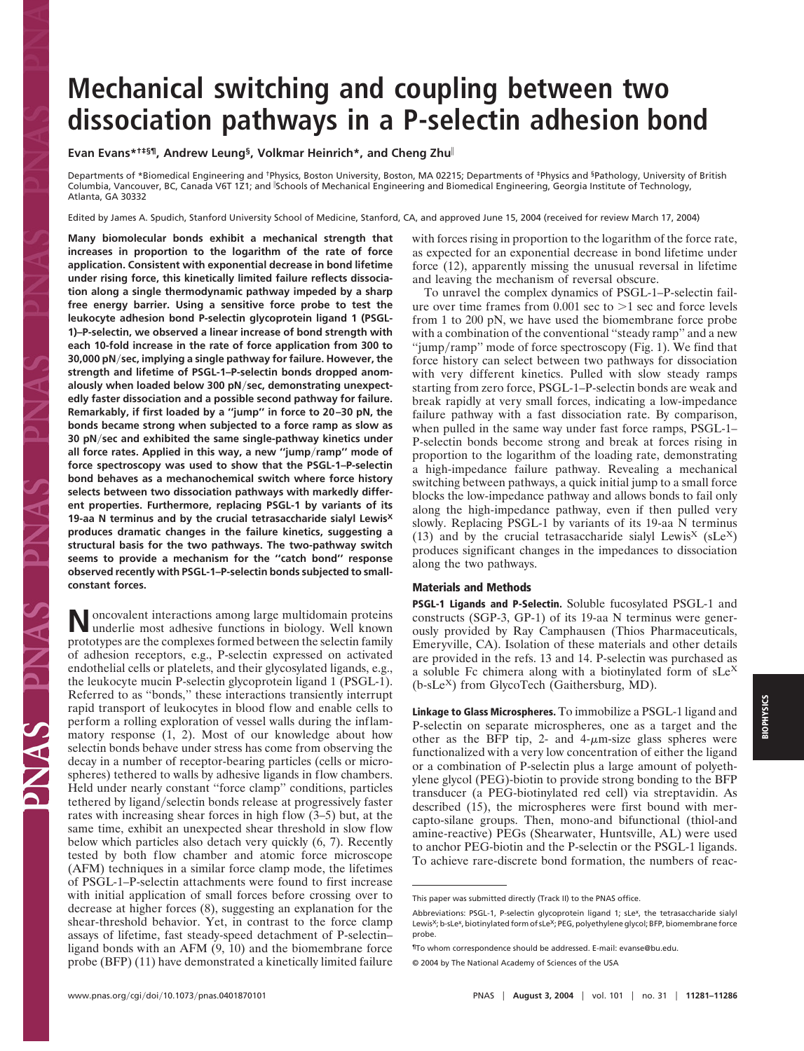# Mechanical switching and coupling between two dissociation pathways in a P-selectin adhesion bond

**Evan Evans*†‡§¶, Andrew Leung§, Volkmar Heinrich*, and Cheng Zhu‖**

Departments of *Biomedical Engineering and †Physics, Boston University, Boston, MA 02215; Departments of ‡Physics and §Pathology, University of British Columbia, Vancouver, BC, Canada V6T 1Z1; and ‖Schools of Mechanical Engineering and Biomedical Engineering, Georgia Institute of Technology, Atlanta, GA 30332

Edited by James A. Spudich, Stanford University School of Medicine, Stanford, CA, and approved June 15, 2004 (received for review March 17, 2004)

**Many biomolecular bonds exhibit a mechanical strength that increases in proportion to the logarithm of the rate of force application. Consistent with exponential decrease in bond lifetime under rising force, this kinetically limited failure reflects dissociation along a single thermodynamic pathway impeded by a sharp free energy barrier. Using a sensitive force probe to test the leukocyte adhesion bond P-selectin glycoprotein ligand 1 (PSGL-1)–P-selectin, we observed a linear increase of bond strength with each 10-fold increase in the rate of force application from 300 to 30,000 pN/sec, implying a single pathway for failure. However, the strength and lifetime of PSGL-1–P-selectin bonds dropped anomalously when loaded below 300 pN/sec, demonstrating unexpectedly faster dissociation and a possible second pathway for failure. Remarkably, if first loaded by a "jump" in force to 20–30 pN, the bonds became strong when subjected to a force ramp as slow as 30 pN/sec and exhibited the same single-pathway kinetics under all force rates. Applied in this way, a new "jump/ramp" mode of force spectroscopy was used to show that the PSGL-1–P-selectin bond behaves as a mechanochemical switch where force history selects between two dissociation pathways with markedly different properties. Furthermore, replacing PSGL-1 by variants of its 19-aa N terminus and by the crucial tetrasaccharide sialyl Lewis$^X$ produces dramatic changes in the failure kinetics, suggesting a structural basis for the two pathways. The two-pathway switch seems to provide a mechanism for the "catch bond" response observed recently with PSGL-1–P-selectin bonds subjected to small-constant forces.**

Noncovalent interactions among large multidomain proteins underlie most adhesive functions in biology. Well known prototypes are the complexes formed between the selectin family of adhesion receptors, e.g., P-selectin expressed on activated endothelial cells or platelets, and their glycosylated ligands, e.g., the leukocyte mucin P-selectin glycoprotein ligand 1 (PSGL-1). Referred to as "bonds," these interactions transiently interrupt rapid transport of leukocytes in blood flow and enable cells to perform a rolling exploration of vessel walls during the inflammatory response (1, 2). Most of our knowledge about how selectin bonds behave under stress has come from observing the decay in a number of receptor-bearing particles (cells or microspheres) tethered to walls by adhesive ligands in flow chambers. Held under nearly constant "force clamp" conditions, particles tethered by ligand/selectin bonds release at progressively faster rates with increasing shear forces in high flow (3–5) but, at the same time, exhibit an unexpected shear threshold in slow flow below which particles also detach very quickly (6, 7). Recently tested by both flow chamber and atomic force microscope (AFM) techniques in a similar force clamp mode, the lifetimes of PSGL-1–P-selectin attachments were found to first increase with initial application of small forces before crossing over to decrease at higher forces (8), suggesting an explanation for the shear-threshold behavior. Yet, in contrast to the force clamp assays of lifetime, fast steady-speed detachment of P-selectin–ligand bonds with an AFM (9, 10) and the biomembrane force probe (BFP) (11) have demonstrated a kinetically limited failure with forces rising in proportion to the logarithm of the force rate, as expected for an exponential decrease in bond lifetime under force (12), apparently missing the unusual reversal in lifetime and leaving the mechanism of reversal obscure.

To unravel the complex dynamics of PSGL-1–P-selectin failure over time frames from 0.001 sec to >1 sec and force levels from 1 to 200 pN, we have used the biomembrane force probe with a combination of the conventional "steady ramp" and a new "jump/ramp" mode of force spectroscopy (Fig. 1). We find that force history can select between two pathways for dissociation with very different kinetics. Pulled with slow steady ramps starting from zero force, PSGL-1–P-selectin bonds are weak and break rapidly at very small forces, indicating a low-impedance failure pathway with a fast dissociation rate. By comparison, when pulled in the same way under fast force ramps, PSGL-1–P-selectin bonds become strong and break at forces rising in proportion to the logarithm of the loading rate, demonstrating a high-impedance failure pathway. Revealing a mechanical switching between pathways, a quick initial jump to a small force blocks the low-impedance pathway and allows bonds to fail only along the high-impedance pathway, even if then pulled very slowly. Replacing PSGL-1 by variants of its 19-aa N terminus (13) and by the crucial tetrasaccharide sialyl Lewis$^X$ (sLe$^X$) produces significant changes in the impedances to dissociation along the two pathways.

## Materials and Methods

**PSGL-1 Ligands and P-Selectin.** Soluble fucosylated PSGL-1 and constructs (SGP-3, GP-1) of its 19-aa N terminus were generously provided by Ray Camphausen (Thios Pharmaceuticals, Emeryville, CA). Isolation of these materials and other details are provided in the refs. 13 and 14. P-selectin was purchased as a soluble Fc chimera along with a biotinylated form of sLe$^X$ (b-sLe$^X$) from GlycoTech (Gaithersburg, MD).

**Linkage to Glass Microspheres.** To immobilize a PSGL-1 ligand and P-selectin on separate microspheres, one as a target and the other as the BFP tip, 2- and 4-μm-size glass spheres were functionalized with a very low concentration of either the ligand or a combination of P-selectin plus a large amount of polyethylene glycol (PEG)-biotin to provide strong bonding to the BFP transducer (a PEG-biotinylated red cell) via streptavidin. As described (15), the microspheres were first bound with mercapto-silane groups. Then, mono-and bifunctional (thiol-and amine-reactive) PEGs (Shearwater, Huntsville, AL) were used to anchor PEG-biotin and the P-selectin or the PSGL-1 ligands. To achieve rare-discrete bond formation, the numbers of reac-

---

This paper was submitted directly (Track II) to the PNAS office.

Abbreviations: PSGL-1, P-selectin glycoprotein ligand 1; sLe$^x$, the tetrasaccharide sialyl Lewis$^X$; b-sLe$^x$, biotinylated form of sLe$^X$; PEG, polyethylene glycol; BFP, biomembrane force probe.

¶To whom correspondence should be addressed. E-mail: evanse@bu.edu.

© 2004 by The National Academy of Sciences of the USA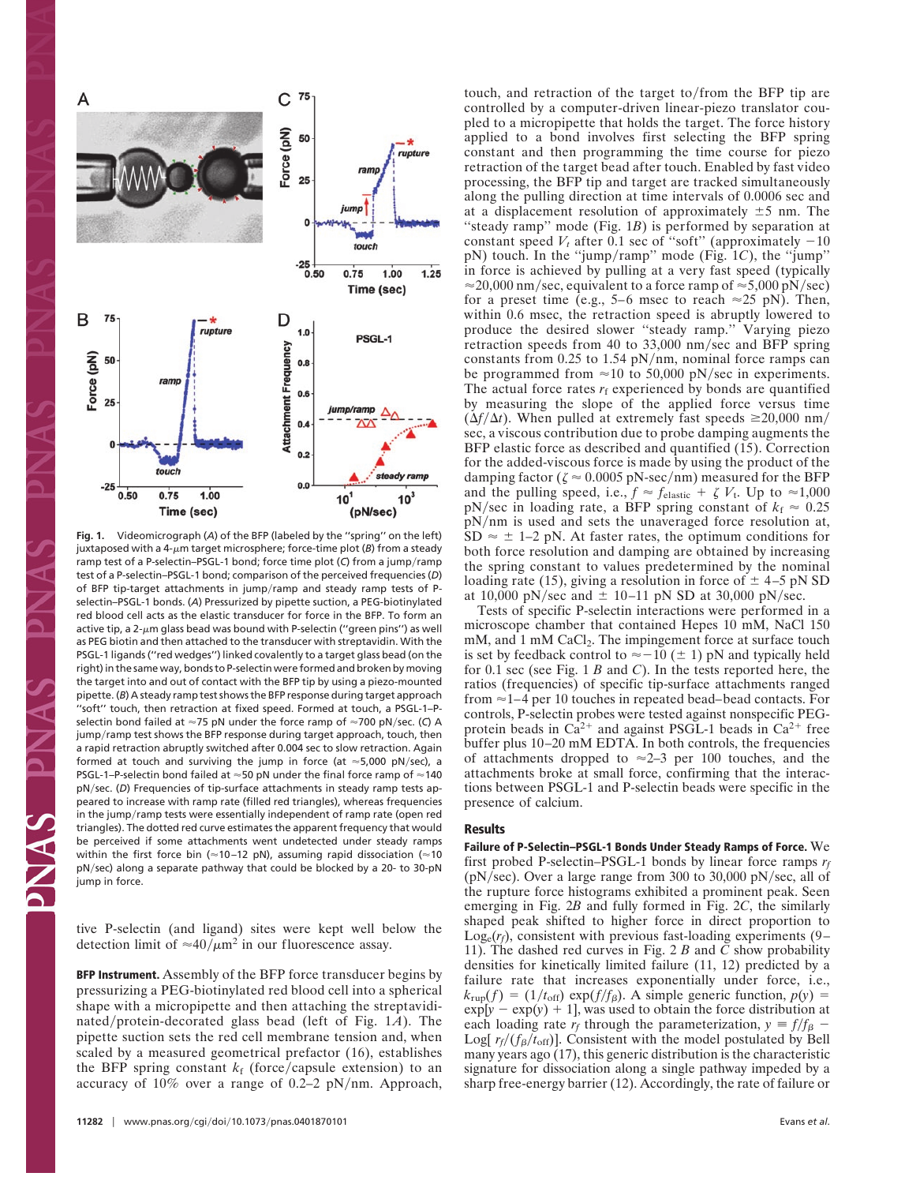Fig. 1. Videomicrograph (*A*) of the BFP (labeled by the "spring" on the left) juxtaposed with a 4-μm target microsphere; force-time plot (*B*) from a steady ramp test of a P-selectin–PSGL-1 bond; force time plot (*C*) from a jump/ramp test of a P-selectin–PSGL-1 bond; comparison of the perceived frequencies (*D*) of BFP tip-target attachments in jump/ramp and steady ramp tests of P-selectin–PSGL-1 bonds. (*A*) Pressurized by pipette suction, a PEG-biotinylated red blood cell acts as the elastic transducer for force in the BFP. To form an active tip, a 2-μm glass bead was bound with P-selectin ("green pins") as well as PEG biotin and then attached to the transducer with streptavidin. With the PSGL-1 ligands ("red wedges") linked covalently to a target glass bead (on the right) in the same way, bonds to P-selectin were formed and broken by moving the target into and out of contact with the BFP tip by using a piezo-mounted pipette. (*B*) A steady ramp test shows the BFP response during target approach, "soft" touch, then retraction at fixed speed. Formed at touch, a PSGL-1–P-selectin bond failed at ≈75 pN under the force ramp of ≈700 pN/sec. (*C*) A jump/ramp test shows the BFP response during target approach, touch, then a rapid retraction abruptly switched after 0.004 sec to slow retraction. Again formed at touch and surviving the jump in force (at ≈5,000 pN/sec), a PSGL-1–P-selectin bond failed at ≈50 pN under the final force ramp of ≈140 pN/sec. (*D*) Frequencies of tip-surface attachments in steady ramp tests appeared to increase with ramp rate (filled red triangles), whereas frequencies in the jump/ramp tests were essentially independent of ramp rate (open red triangles). The dotted red curve estimates the apparent frequency that would be perceived if some attachments went undetected under steady ramps within the first force bin (≈10–12 pN), assuming rapid dissociation (≈10 pN/sec) along a separate pathway that could be blocked by a 20- to 30-pN jump in force.

tive P-selectin (and ligand) sites were kept well below the detection limit of ≈40/μm² in our fluorescence assay.

**BFP Instrument.** Assembly of the BFP force transducer begins by pressurizing a PEG-biotinylated red blood cell into a spherical shape with a micropipette and then attaching the streptavidinated/protein-decorated glass bead (left of Fig. 1*A*). The pipette suction sets the red cell membrane tension and, when scaled by a measured geometrical prefactor (16), establishes the BFP spring constant $k_f$ (force/capsule extension) to an accuracy of 10% over a range of 0.2–2 pN/nm. Approach, touch, and retraction of the target to/from the BFP tip are controlled by a computer-driven linear-piezo translator coupled to a micropipette that holds the target. The force history applied to a bond involves first selecting the BFP spring constant and then programming the time course for piezo retraction of the target bead after touch. Enabled by fast video processing, the BFP tip and target are tracked simultaneously along the pulling direction at time intervals of 0.0006 sec and at a displacement resolution of approximately ±5 nm. The "steady ramp" mode (Fig. 1*B*) is performed by separation at constant speed $V_t$ after 0.1 sec of "soft" (approximately −10 pN) touch. In the "jump/ramp" mode (Fig. 1*C*), the "jump" in force is achieved by pulling at a very fast speed (typically ≈20,000 nm/sec, equivalent to a force ramp of ≈5,000 pN/sec) for a preset time (e.g., 5–6 msec to reach ≈25 pN). Then, within 0.6 msec, the retraction speed is abruptly lowered to produce the desired slower "steady ramp." Varying piezo retraction speeds from 40 to 33,000 nm/sec and BFP spring constants from 0.25 to 1.54 pN/nm, nominal force ramps can be programmed from ≈10 to 50,000 pN/sec in experiments. The actual force rates $r_f$ experienced by bonds are quantified by measuring the slope of the applied force versus time ($\Delta f/\Delta t$). When pulled at extremely fast speeds ≥20,000 nm/sec, a viscous contribution due to probe damping augments the BFP elastic force as described and quantified (15). Correction for the added-viscous force is made by using the product of the damping factor ($\zeta \approx 0.0005$ pN-sec/nm) measured for the BFP and the pulling speed, i.e., $f \approx f_{\text{elastic}} + \zeta\, V_t$. Up to ≈1,000 pN/sec in loading rate, a BFP spring constant of $k_f \approx 0.25$ pN/nm is used and sets the unaveraged force resolution at, SD ≈ ± 1–2 pN. At faster rates, the optimum conditions for both force resolution and damping are obtained by increasing the spring constant to values predetermined by the nominal loading rate (15), giving a resolution in force of ± 4–5 pN SD at 10,000 pN/sec and ± 10–11 pN SD at 30,000 pN/sec.

Tests of specific P-selectin interactions were performed in a microscope chamber that contained Hepes 10 mM, NaCl 150 mM, and 1 mM $CaCl_2$. The impingement force at surface touch is set by feedback control to ≈−10 (± 1) pN and typically held for 0.1 sec (see Fig. 1 *B* and *C*). In the tests reported here, the ratios (frequencies) of specific tip-surface attachments ranged from ≈1–4 per 10 touches in repeated bead–bead contacts. For controls, P-selectin probes were tested against nonspecific PEG-protein beads in $Ca^{2+}$ and against PSGL-1 beads in $Ca^{2+}$ free buffer plus 10–20 mM EDTA. In both controls, the frequencies of attachments dropped to ≈2–3 per 100 touches, and the attachments broke at small force, confirming that the interactions between PSGL-1 and P-selectin beads were specific in the presence of calcium.

## Results

**Failure of P-Selectin–PSGL-1 Bonds Under Steady Ramps of Force.** We first probed P-selectin–PSGL-1 bonds by linear force ramps $r_f$ (pN/sec). Over a large range from 300 to 30,000 pN/sec, all of the rupture force histograms exhibited a prominent peak. Seen emerging in Fig. 2*B* and fully formed in Fig. 2*C*, the similarly shaped peak shifted to higher force in direct proportion to $\text{Log}_e(r_f)$, consistent with previous fast-loading experiments (9–11). The dashed red curves in Fig. 2 *B* and *C* show probability densities for kinetically limited failure (11, 12) predicted by a failure rate that increases exponentially under force, i.e., $k_{\text{rup}}(f) = (1/t_{\text{off}})\exp(f/f_\beta)$. A simple generic function, $p(y) = \exp[y - \exp(y) + 1]$, was used to obtain the force distribution at each loading rate $r_f$ through the parameterization, $y \equiv f/f_\beta - \text{Log}[\,r_f/(f_\beta/t_{\text{off}})]$. Consistent with the model postulated by Bell many years ago (17), this generic distribution is the characteristic signature for dissociation along a single pathway impeded by a sharp free-energy barrier (12). Accordingly, the rate of failure or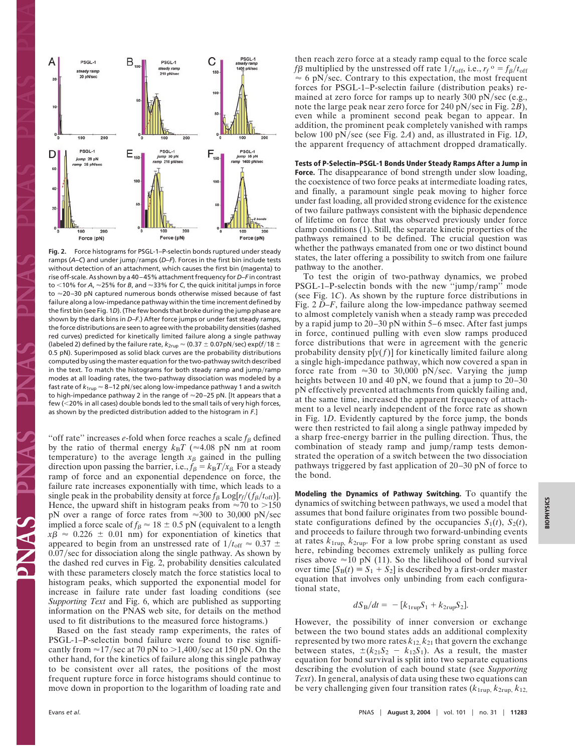**Fig. 2.** Force histograms for PSGL-1–P-selectin bonds ruptured under steady ramps (*A–C*) and under jump/ramps (*D–F*). Forces in the first bin include tests without detection of an attachment, which causes the first bin (magenta) to rise off-scale. As shown by a 40–45% attachment frequency for *D–F* in contrast to <10% for *A*, ≈25% for *B*, and ≈33% for *C*, the quick initial jumps in force to ≈20–30 pN captured numerous bonds otherwise missed because of fast failure along a low-impedance pathway within the time increment defined by the first bin (see Fig. 1*D*). (The few bonds that broke during the jump phase are shown by the dark bins in *D–F*.) After force jumps or under fast steady ramps, the force distributions are seen to agree with the probability densities (dashed red curves) predicted for kinetically limited failure along a single pathway (labeled 2) defined by the failure rate, $k_{2rup} \approx (0.37 \pm 0.07\text{pN/sec}) \exp(f/18 \pm 0.5\text{ pN})$. Superimposed as solid black curves are the probability distributions computed by using the master equation for the two-pathway switch described in the text. To match the histograms for both steady ramp and jump/ramp modes at all loading rates, the two-pathway dissociation was modeled by a fast rate of $k_{1rup} \approx$ 8–12 pN/sec along low-impedance pathway 1 and a switch to high-impedance pathway 2 in the range of ≈20–25 pN. [It appears that a few (<20% in all cases) double bonds led to the small tails of very high forces, as shown by the predicted distribution added to the histogram in *F*.]

"off rate" increases *e*-fold when force reaches a scale $f_\beta$ defined by the ratio of thermal energy $k_BT$ (≈4.08 pN nm at room temperature) to the average length $x_\beta$ gained in the pulling direction upon passing the barrier, i.e., $f_\beta = k_BT/x_\beta$. For a steady ramp of force and an exponential dependence on force, the failure rate increases exponentially with time, which leads to a single peak in the probability density at force $f_\beta \text{ Log}[r_f/(f_\beta/t_{off})]$. Hence, the upward shift in histogram peaks from ≈70 to >150 pN over a range of force rates from ≈300 to 30,000 pN/sec implied a force scale of $f_\beta \approx 18 \pm 0.5$ pN (equivalent to a length $x\beta \approx 0.226 \pm 0.01$ nm) for exponentiation of kinetics that appeared to begin from an unstressed rate of $1/t_{off} \approx 0.37 \pm 0.07$/sec for dissociation along the single pathway. As shown by the dashed red curves in Fig. 2, probability densities calculated with these parameters closely match the force statistics local to histogram peaks, which supported the exponential model for increase in failure rate under fast loading conditions (see *Supporting Text* and Fig. 6, which are published as supporting information on the PNAS web site, for details on the method used to fit distributions to the measured force histograms.)

Based on the fast steady ramp experiments, the rates of PSGL-1–P-selectin bond failure were found to rise significantly from ≈17/sec at 70 pN to >1,400/sec at 150 pN. On the other hand, for the kinetics of failure along this single pathway to be consistent over all rates, the positions of the most frequent rupture force in force histograms should continue to move down in proportion to the logarithm of loading rate and then reach zero force at a steady ramp equal to the force scale $f\beta$ multiplied by the unstressed off rate $1/t_{off}$, i.e., $r_f{}^o = f_\beta/t_{off} \approx 6$ pN/sec. Contrary to this expectation, the most frequent forces for PSGL-1–P-selectin failure (distribution peaks) remained at zero force for ramps up to nearly 300 pN/sec (e.g., note the large peak near zero force for 240 pN/sec in Fig. 2*B*), even while a prominent second peak began to appear. In addition, the prominent peak completely vanished with ramps below 100 pN/see (see Fig. 2*A*) and, as illustrated in Fig. 1*D*, the apparent frequency of attachment dropped dramatically.

**Tests of P-Selectin–PSGL-1 Bonds Under Steady Ramps After a Jump in Force.** The disappearance of bond strength under slow loading, the coexistence of two force peaks at intermediate loading rates, and finally, a paramount single peak moving to higher force under fast loading, all provided strong evidence for the existence of two failure pathways consistent with the biphasic dependence of lifetime on force that was observed previously under force clamp conditions (1). Still, the separate kinetic properties of the pathways remained to be defined. The crucial question was whether the pathways emanated from one or two distinct bound states, the later offering a possibility to switch from one failure pathway to the another.

To test the origin of two-pathway dynamics, we probed PSGL-1–P-selectin bonds with the new "jump/ramp" mode (see Fig. 1*C*). As shown by the rupture force distributions in Fig. 2 *D–F*, failure along the low-impedance pathway seemed to almost completely vanish when a steady ramp was preceded by a rapid jump to 20–30 pN within 5–6 msec. After fast jumps in force, continued pulling with even slow ramps produced force distributions that were in agreement with the generic probability density $p[y(f)]$ for kinetically limited failure along a single high-impedance pathway, which now covered a span in force rate from ≈30 to 30,000 pN/sec. Varying the jump heights between 10 and 40 pN, we found that a jump to 20–30 pN effectively prevented attachments from quickly failing and, at the same time, increased the apparent frequency of attachment to a level nearly independent of the force rate as shown in Fig. 1*D*. Evidently captured by the force jump, the bonds were then restricted to fail along a single pathway impeded by a sharp free-energy barrier in the pulling direction. Thus, the combination of steady ramp and jump/ramp tests demonstrated the operation of a switch between the two dissociation pathways triggered by fast application of 20–30 pN of force to the bond.

**Modeling the Dynamics of Pathway Switching.** To quantify the dynamics of switching between pathways, we used a model that assumes that bond failure originates from two possible bound-state configurations defined by the occupancies $S_1(t)$, $S_2(t)$, and proceeds to failure through two forward-unbinding events at rates $k_{1rup}$, $k_{2rup}$. For a low probe spring constant as used here, rebinding becomes extremely unlikely as pulling force rises above ≈10 pN (11). So the likelihood of bond survival over time $[S_B(t) \equiv S_1 + S_2]$ is described by a first-order master equation that involves only unbinding from each configurational state,

$$dS_B/dt = -[k_{1rup}S_1 + k_{2rup}S_2].$$

However, the possibility of inner conversion or exchange between the two bound states adds an additional complexity represented by two more rates $k_{12}$, $k_{21}$ that govern the exchange between states, $\pm(k_{21}S_2 - k_{12}S_1)$. As a result, the master equation for bond survival is split into two separate equations describing the evolution of each bound state (see *Supporting Text*). In general, analysis of data using these two equations can be very challenging given four transition rates ($k_{1rup}$, $k_{2rup}$, $k_{12}$,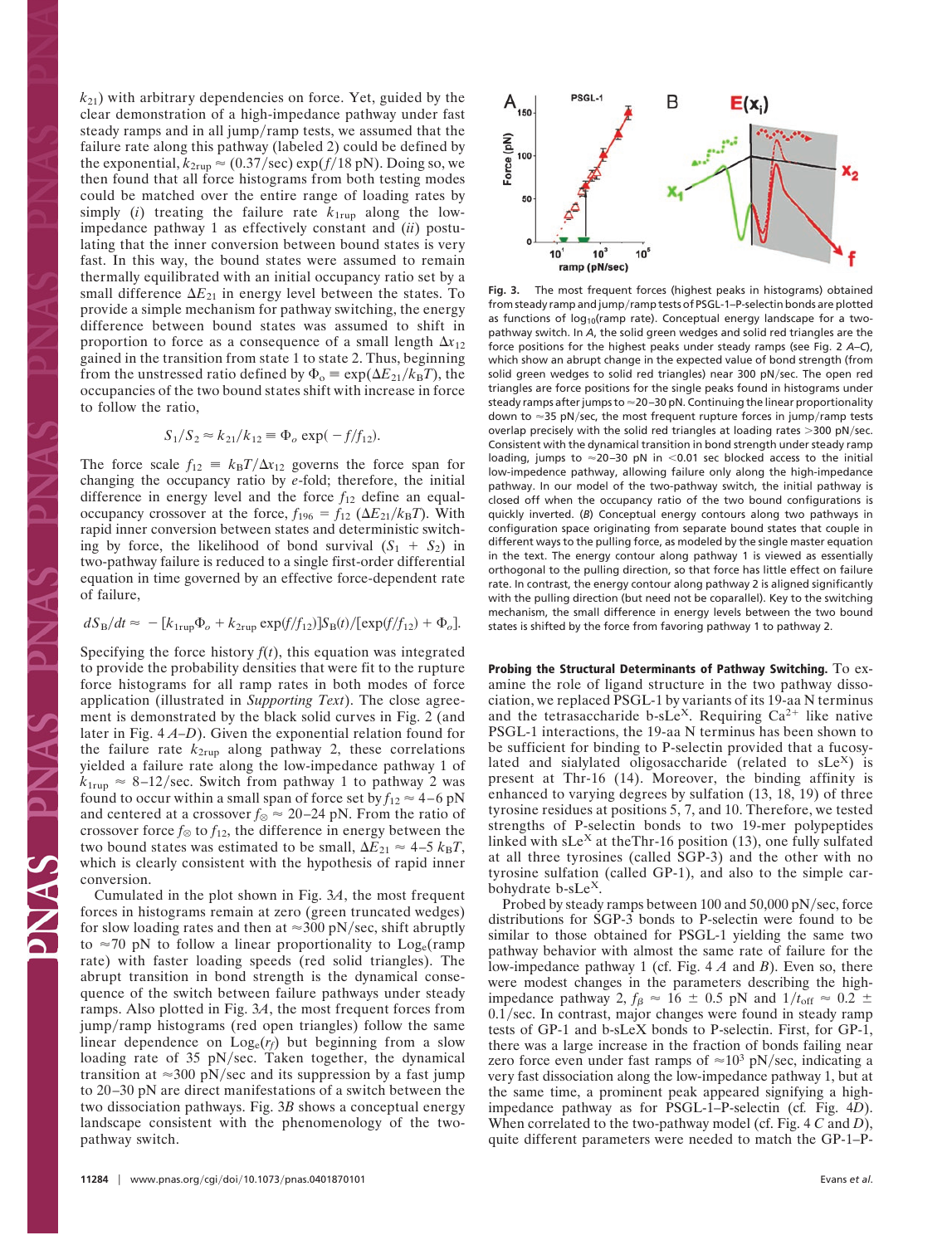$k_{21}$) with arbitrary dependencies on force. Yet, guided by the clear demonstration of a high-impedance pathway under fast steady ramps and in all jump/ramp tests, we assumed that the failure rate along this pathway (labeled 2) could be defined by the exponential, $k_{2\text{rup}} \approx (0.37/\text{sec}) \exp(f/18\ \text{pN})$. Doing so, we then found that all force histograms from both testing modes could be matched over the entire range of loading rates by simply (*i*) treating the failure rate $k_{1\text{rup}}$ along the low-impedance pathway 1 as effectively constant and (*ii*) postulating that the inner conversion between bound states is very fast. In this way, the bound states were assumed to remain thermally equilibrated with an initial occupancy ratio set by a small difference $\Delta E_{21}$ in energy level between the states. To provide a simple mechanism for pathway switching, the energy difference between bound states was assumed to shift in proportion to force as a consequence of a small length $\Delta x_{12}$ gained in the transition from state 1 to state 2. Thus, beginning from the unstressed ratio defined by $\Phi_o \equiv \exp(\Delta E_{21}/k_BT)$, the occupancies of the two bound states shift with increase in force to follow the ratio,

$$S_1/S_2 \approx k_{21}/k_{12} \equiv \Phi_o \exp(-f/f_{12}).$$

The force scale $f_{12} \equiv k_BT/\Delta x_{12}$ governs the force span for changing the occupancy ratio by *e*-fold; therefore, the initial difference in energy level and the force $f_{12}$ define an equal-occupancy crossover at the force, $f_{196} = f_{12}\ (\Delta E_{21}/k_BT)$. With rapid inner conversion between states and deterministic switching by force, the likelihood of bond survival ($S_1 + S_2$) in two-pathway failure is reduced to a single first-order differential equation in time governed by an effective force-dependent rate of failure,

$$dS_B/dt \approx -[k_{1\text{rup}}\Phi_o + k_{2\text{rup}} \exp(f/f_{12})]S_B(t)/[\exp(f/f_{12}) + \Phi_o].$$

Specifying the force history $f(t)$, this equation was integrated to provide the probability densities that were fit to the rupture force histograms for all ramp rates in both modes of force application (illustrated in *Supporting Text*). The close agreement is demonstrated by the black solid curves in Fig. 2 (and later in Fig. 4 *A–D*). Given the exponential relation found for the failure rate $k_{2\text{rup}}$ along pathway 2, these correlations yielded a failure rate along the low-impedance pathway 1 of $k_{1\text{rup}} \approx 8$–$12$/sec. Switch from pathway 1 to pathway 2 was found to occur within a small span of force set by $f_{12} \approx 4$–$6$ pN and centered at a crossover $f_{\otimes} \approx 20$–$24$ pN. From the ratio of crossover force $f_{\otimes}$ to $f_{12}$, the difference in energy between the two bound states was estimated to be small, $\Delta E_{21} \approx 4$–$5\ k_BT$, which is clearly consistent with the hypothesis of rapid inner conversion.

Cumulated in the plot shown in Fig. 3*A*, the most frequent forces in histograms remain at zero (green truncated wedges) for slow loading rates and then at $\approx$300 pN/sec, shift abruptly to $\approx$70 pN to follow a linear proportionality to Log$_e$(ramp rate) with faster loading speeds (red solid triangles). The abrupt transition in bond strength is the dynamical consequence of the switch between failure pathways under steady ramps. Also plotted in Fig. 3*A*, the most frequent forces from jump/ramp histograms (red open triangles) follow the same linear dependence on Log$_e$($r_f$) but beginning from a slow loading rate of 35 pN/sec. Taken together, the dynamical transition at $\approx$300 pN/sec and its suppression by a fast jump to 20–30 pN are direct manifestations of a switch between the two dissociation pathways. Fig. 3*B* shows a conceptual energy landscape consistent with the phenomenology of the two-pathway switch.

**Fig. 3.** The most frequent forces (highest peaks in histograms) obtained from steady ramp and jump/ramp tests of PSGL-1–P-selectin bonds are plotted as functions of $\log_{10}$(ramp rate). Conceptual energy landscape for a two-pathway switch. In *A*, the solid green wedges and solid red triangles are the force positions for the highest peaks under steady ramps (see Fig. 2 *A–C*), which show an abrupt change in the expected value of bond strength (from solid green wedges to solid red triangles) near 300 pN/sec. The open red triangles are force positions for the single peaks found in histograms under steady ramps after jumps to $\approx$20–30 pN. Continuing the linear proportionality down to $\approx$35 pN/sec, the most frequent rupture forces in jump/ramp tests overlap precisely with the solid red triangles at loading rates >300 pN/sec. Consistent with the dynamical transition in bond strength under steady ramp loading, jumps to $\approx$20–30 pN in <0.01 sec blocked access to the initial low-impedence pathway, allowing failure only along the high-impedance pathway. In our model of the two-pathway switch, the initial pathway is closed off when the occupancy ratio of the two bound configurations is quickly inverted. (*B*) Conceptual energy contours along two pathways in configuration space originating from separate bound states that couple in different ways to the pulling force, as modeled by the single master equation in the text. The energy contour along pathway 1 is viewed as essentially orthogonal to the pulling direction, so that force has little effect on failure rate. In contrast, the energy contour along pathway 2 is aligned significantly with the pulling direction (but need not be coparallel). Key to the switching mechanism, the small difference in energy levels between the two bound states is shifted by the force from favoring pathway 1 to pathway 2.

**Probing the Structural Determinants of Pathway Switching.** To examine the role of ligand structure in the two pathway dissociation, we replaced PSGL-1 by variants of its 19-aa N terminus and the tetrasaccharide b-sLe$^X$. Requiring $Ca^{2+}$ like native PSGL-1 interactions, the 19-aa N terminus has been shown to be sufficient for binding to P-selectin provided that a fucosylated and sialylated oligosaccharide (related to sLe$^X$) is present at Thr-16 (14). Moreover, the binding affinity is enhanced to varying degrees by sulfation (13, 18, 19) of three tyrosine residues at positions 5, 7, and 10. Therefore, we tested strengths of P-selectin bonds to two 19-mer polypeptides linked with sLe$^X$ at theThr-16 position (13), one fully sulfated at all three tyrosines (called SGP-3) and the other with no tyrosine sulfation (called GP-1), and also to the simple carbohydrate b-sLe$^X$.

Probed by steady ramps between 100 and 50,000 pN/sec, force distributions for SGP-3 bonds to P-selectin were found to be similar to those obtained for PSGL-1 yielding the same two pathway behavior with almost the same rate of failure for the low-impedance pathway 1 (cf. Fig. 4 *A* and *B*). Even so, there were modest changes in the parameters describing the high-impedance pathway 2, $f_\beta \approx 16 \pm 0.5$ pN and $1/t_{off} \approx 0.2 \pm 0.1$/sec. In contrast, major changes were found in steady ramp tests of GP-1 and b-sLeX bonds to P-selectin. First, for GP-1, there was a large increase in the fraction of bonds failing near zero force even under fast ramps of $\approx 10^3$ pN/sec, indicating a very fast dissociation along the low-impedance pathway 1, but at the same time, a prominent peak appeared signifying a high-impedance pathway as for PSGL-1–P-selectin (cf. Fig. 4*D*). When correlated to the two-pathway model (cf. Fig. 4 *C* and *D*), quite different parameters were needed to match the GP-1–P-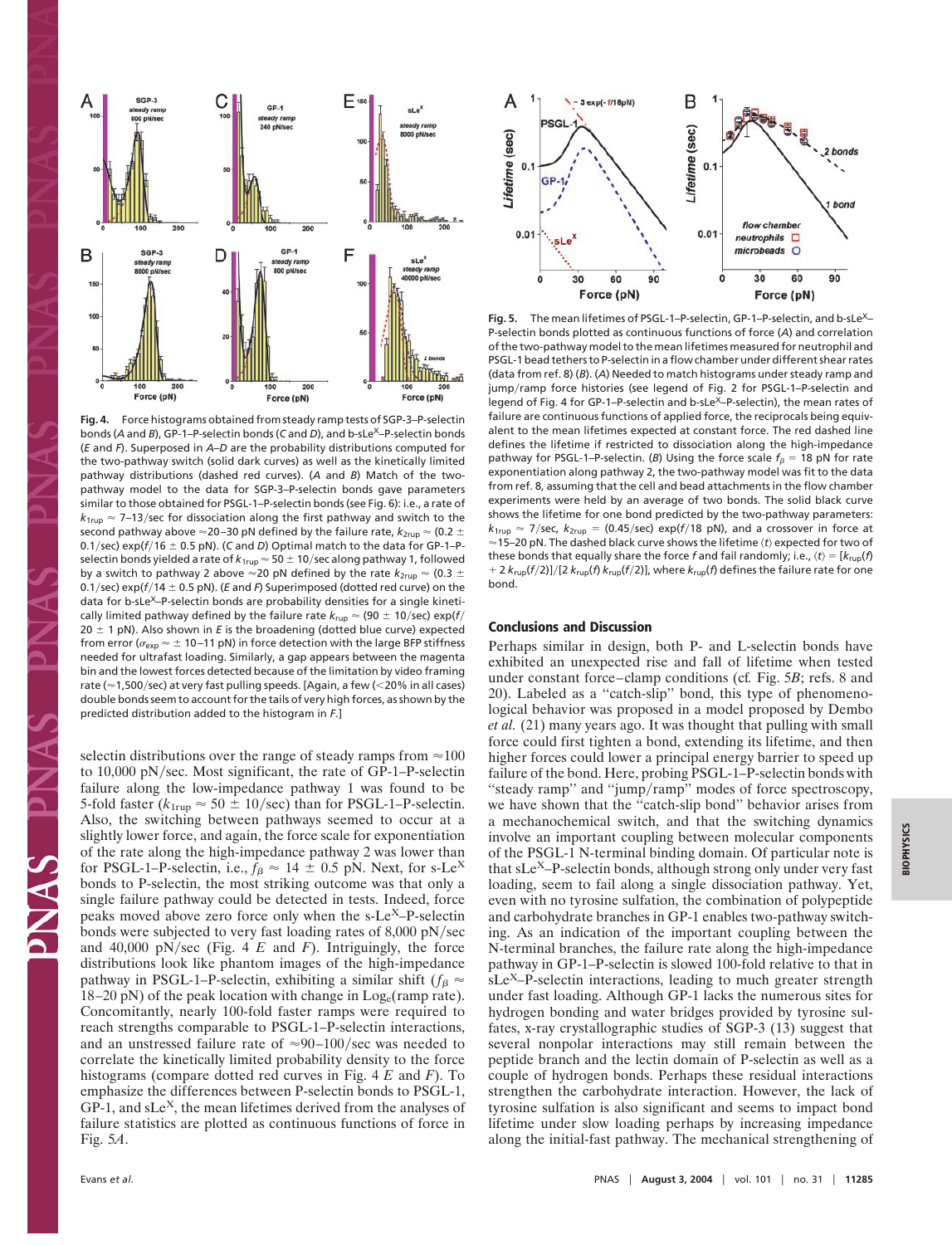**Fig. 4.** Force histograms obtained from steady ramp tests of SGP-3–P-selectin bonds (*A* and *B*), GP-1–P-selectin bonds (*C* and *D*), and b-sLe$^X$–P-selectin bonds (*E* and *F*). Superposed in *A–D* are the probability distributions computed for the two-pathway switch (solid dark curves) as well as the kinetically limited pathway distributions (dashed red curves). (*A* and *B*) Match of the two-pathway model to the data for SGP-3–P-selectin bonds gave parameters similar to those obtained for PSGL-1–P-selectin bonds (see Fig. 6): i.e., a rate of $k_{1rup} \approx$ 7–13/sec for dissociation along the first pathway and switch to the second pathway above ≈20–30 pN defined by the failure rate, $k_{2rup} \approx (0.2 \pm 0.1/\text{sec})\exp(f/16 \pm 0.5\ \text{pN})$. (*C* and *D*) Optimal match to the data for GP-1–P-selectin bonds yielded a rate of $k_{1rup} \approx 50 \pm 10$/sec along pathway 1, followed by a switch to pathway 2 above ≈20 pN defined by the rate $k_{2rup} \approx (0.3 \pm 0.1/\text{sec})\exp(f/14 \pm 0.5\ \text{pN})$. (*E* and *F*) Superimposed (dotted red curve) on the data for b-sLe$^X$–P-selectin bonds are probability densities for a single kinetically limited pathway defined by the failure rate $k_{rup} \approx (90 \pm 10/\text{sec})\exp(f/20 \pm 1\ \text{pN})$. Also shown in *E* is the broadening (dotted blue curve) expected from error ($\sigma_{exp} \approx \pm$ 10–11 pN) in force detection with the large BFP stiffness needed for ultrafast loading. Similarly, a gap appears between the magenta bin and the lowest forces detected because of the limitation by video framing rate (≈1,500/sec) at very fast pulling speeds. [Again, a few (<20% in all cases) double bonds seem to account for the tails of very high forces, as shown by the predicted distribution added to the histogram in *F*.]

selectin distributions over the range of steady ramps from ≈100 to 10,000 pN/sec. Most significant, the rate of GP-1–P-selectin failure along the low-impedance pathway 1 was found to be 5-fold faster ($k_{1rup} \approx 50 \pm 10$/sec) than for PSGL-1–P-selectin. Also, the switching between pathways seemed to occur at a slightly lower force, and again, the force scale for exponentiation of the rate along the high-impedance pathway 2 was lower than for PSGL-1–P-selectin, i.e., $f_\beta \approx 14 \pm 0.5$ pN. Next, for s-Le$^X$ bonds to P-selectin, the most striking outcome was that only a single failure pathway could be detected in tests. Indeed, force peaks moved above zero force only when the s-Le$^X$–P-selectin bonds were subjected to very fast loading rates of 8,000 pN/sec and 40,000 pN/sec (Fig. 4 *E* and *F*). Intriguingly, the force distributions look like phantom images of the high-impedance pathway in PSGL-1–P-selectin, exhibiting a similar shift ($f_\beta \approx$ 18–20 pN) of the peak location with change in Log$_e$(ramp rate). Concomitantly, nearly 100-fold faster ramps were required to reach strengths comparable to PSGL-1–P-selectin interactions, and an unstressed failure rate of ≈90–100/sec was needed to correlate the kinetically limited probability density to the force histograms (compare dotted red curves in Fig. 4 *E* and *F*). To emphasize the differences between P-selectin bonds to PSGL-1, GP-1, and sLe$^X$, the mean lifetimes derived from the analyses of failure statistics are plotted as continuous functions of force in Fig. 5*A*.

**Fig. 5.** The mean lifetimes of PSGL-1–P-selectin, GP-1–P-selectin, and b-sLe$^X$–P-selectin bonds plotted as continuous functions of force (*A*) and correlation of the two-pathway model to the mean lifetimes measured for neutrophil and PSGL-1 bead tethers to P-selectin in a flow chamber under different shear rates (data from ref. 8) (*B*). (*A*) Needed to match histograms under steady ramp and jump/ramp force histories (see legend of Fig. 2 for PSGL-1–P-selectin and legend of Fig. 4 for GP-1–P-selectin and b-sLe$^X$–P-selectin), the mean rates of failure are continuous functions of applied force, the reciprocals being equivalent to the mean lifetimes expected at constant force. The red dashed line defines the lifetime if restricted to dissociation along the high-impedance pathway for PSGL-1–P-selectin. (*B*) Using the force scale $f_\beta$ = 18 pN for rate exponentiation along pathway 2, the two-pathway model was fit to the data from ref. 8, assuming that the cell and bead attachments in the flow chamber experiments were held by an average of two bonds. The solid black curve shows the lifetime for one bond predicted by the two-pathway parameters: $k_{1rup} \approx 7$/sec, $k_{2rup} = (0.45/\text{sec})\exp(f/18\ \text{pN})$, and a crossover in force at ≈15–20 pN. The dashed black curve shows the lifetime $\langle t \rangle$ expected for two of these bonds that equally share the force $f$ and fail randomly; i.e., $\langle t \rangle = [k_{rup}(f) + 2\,k_{rup}(f/2)]/[2\,k_{rup}(f)\,k_{rup}(f/2)]$, where $k_{rup}(f)$ defines the failure rate for one bond.

## Conclusions and Discussion

Perhaps similar in design, both P- and L-selectin bonds have exhibited an unexpected rise and fall of lifetime when tested under constant force–clamp conditions (cf. Fig. 5*B*; refs. 8 and 20). Labeled as a "catch-slip" bond, this type of phenomenological behavior was proposed in a model proposed by Dembo *et al.* (21) many years ago. It was thought that pulling with small force could first tighten a bond, extending its lifetime, and then higher forces could lower a principal energy barrier to speed up failure of the bond. Here, probing PSGL-1–P-selectin bonds with "steady ramp" and "jump/ramp" modes of force spectroscopy, we have shown that the "catch-slip bond" behavior arises from a mechanochemical switch, and that the switching dynamics involve an important coupling between molecular components of the PSGL-1 N-terminal binding domain. Of particular note is that sLe$^X$–P-selectin bonds, although strong only under very fast loading, seem to fail along a single dissociation pathway. Yet, even with no tyrosine sulfation, the combination of polypeptide and carbohydrate branches in GP-1 enables two-pathway switching. As an indication of the important coupling between the N-terminal branches, the failure rate along the high-impedance pathway in GP-1–P-selectin is slowed 100-fold relative to that in sLe$^X$–P-selectin interactions, leading to much greater strength under fast loading. Although GP-1 lacks the numerous sites for hydrogen bonding and water bridges provided by tyrosine sulfates, x-ray crystallographic studies of SGP-3 (13) suggest that several nonpolar interactions may still remain between the peptide branch and the lectin domain of P-selectin as well as a couple of hydrogen bonds. Perhaps these residual interactions strengthen the carbohydrate interaction. However, the lack of tyrosine sulfation is also significant and seems to impact bond lifetime under slow loading perhaps by increasing impedance along the initial-fast pathway. The mechanical strengthening of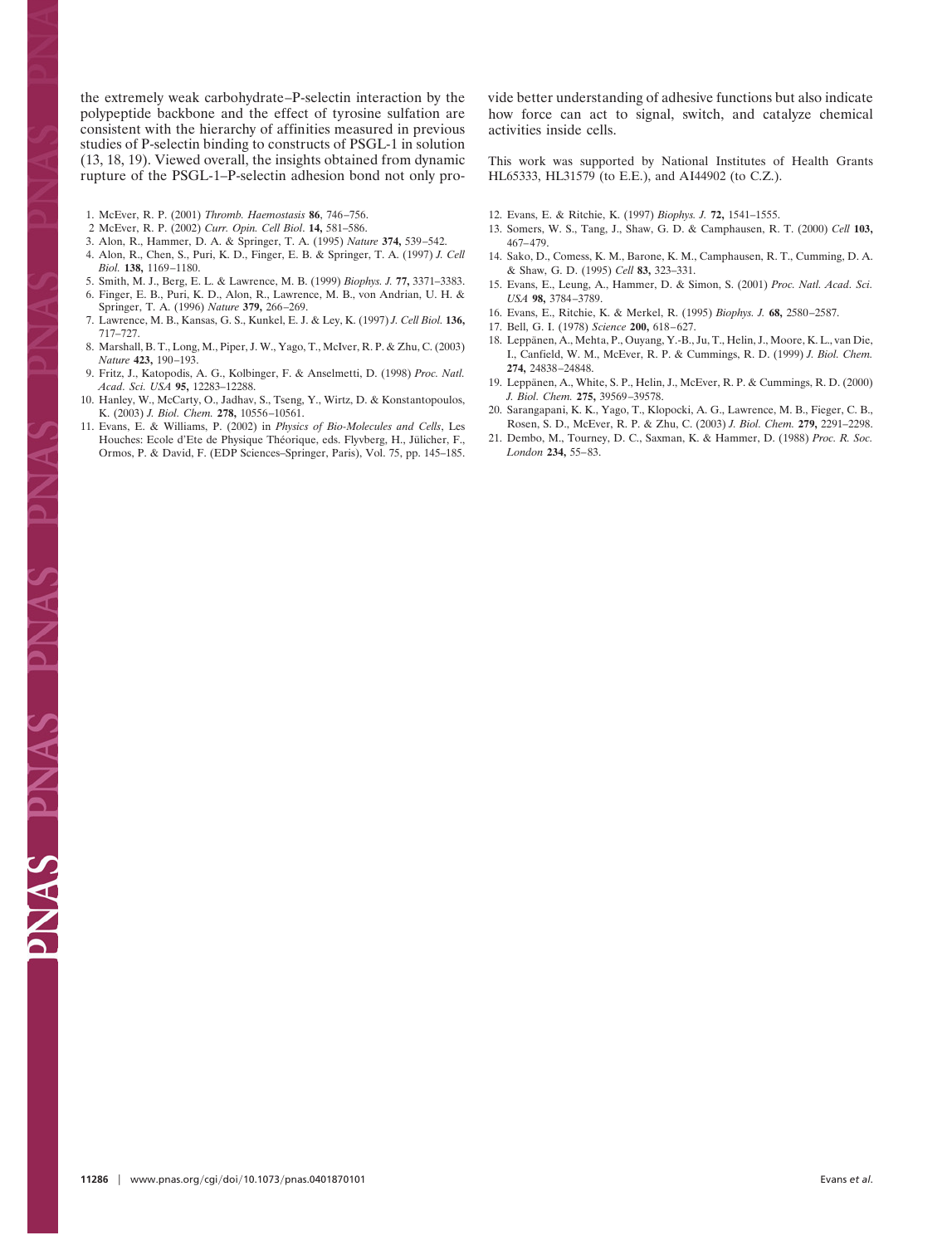the extremely weak carbohydrate–P-selectin interaction by the polypeptide backbone and the effect of tyrosine sulfation are consistent with the hierarchy of affinities measured in previous studies of P-selectin binding to constructs of PSGL-1 in solution (13, 18, 19). Viewed overall, the insights obtained from dynamic rupture of the PSGL-1–P-selectin adhesion bond not only provide better understanding of adhesive functions but also indicate how force can act to signal, switch, and catalyze chemical activities inside cells.

This work was supported by National Institutes of Health Grants HL65333, HL31579 (to E.E.), and AI44902 (to C.Z.).

1. McEver, R. P. (2001) *Thromb. Haemostasis* **86,** 746–756.
2. McEver, R. P. (2002) *Curr. Opin. Cell Biol.* **14,** 581–586.
3. Alon, R., Hammer, D. A. & Springer, T. A. (1995) *Nature* **374,** 539–542.
4. Alon, R., Chen, S., Puri, K. D., Finger, E. B. & Springer, T. A. (1997) *J. Cell Biol.* **138,** 1169–1180.
5. Smith, M. J., Berg, E. L. & Lawrence, M. B. (1999) *Biophys. J.* **77,** 3371–3383.
6. Finger, E. B., Puri, K. D., Alon, R., Lawrence, M. B., von Andrian, U. H. & Springer, T. A. (1996) *Nature* **379,** 266–269.
7. Lawrence, M. B., Kansas, G. S., Kunkel, E. J. & Ley, K. (1997) *J. Cell Biol.* **136,** 717–727.
8. Marshall, B. T., Long, M., Piper, J. W., Yago, T., McIver, R. P. & Zhu, C. (2003) *Nature* **423,** 190–193.
9. Fritz, J., Katopodis, A. G., Kolbinger, F. & Anselmetti, D. (1998) *Proc. Natl. Acad. Sci. USA* **95,** 12283–12288.
10. Hanley, W., McCarty, O., Jadhav, S., Tseng, Y., Wirtz, D. & Konstantopoulos, K. (2003) *J. Biol. Chem.* **278,** 10556–10561.
11. Evans, E. & Williams, P. (2002) in *Physics of Bio-Molecules and Cells*, Les Houches: Ecole d'Ete de Physique Théorique, eds. Flyvberg, H., Jülicher, F., Ormos, P. & David, F. (EDP Sciences–Springer, Paris), Vol. 75, pp. 145–185.
12. Evans, E. & Ritchie, K. (1997) *Biophys. J.* **72,** 1541–1555.
13. Somers, W. S., Tang, J., Shaw, G. D. & Camphausen, R. T. (2000) *Cell* **103,** 467–479.
14. Sako, D., Comess, K. M., Barone, K. M., Camphausen, R. T., Cumming, D. A. & Shaw, G. D. (1995) *Cell* **83,** 323–331.
15. Evans, E., Leung, A., Hammer, D. & Simon, S. (2001) *Proc. Natl. Acad. Sci. USA* **98,** 3784–3789.
16. Evans, E., Ritchie, K. & Merkel, R. (1995) *Biophys. J.* **68,** 2580–2587.
17. Bell, G. I. (1978) *Science* **200,** 618–627.
18. Leppänen, A., Mehta, P., Ouyang, Y.-B., Ju, T., Helin, J., Moore, K. L., van Die, I., Canfield, W. M., McEver, R. P. & Cummings, R. D. (1999) *J. Biol. Chem.* **274,** 24838–24848.
19. Leppänen, A., White, S. P., Helin, J., McEver, R. P. & Cummings, R. D. (2000) *J. Biol. Chem.* **275,** 39569–39578.
20. Sarangapani, K. K., Yago, T., Klopocki, A. G., Lawrence, M. B., Fieger, C. B., Rosen, S. D., McEver, R. P. & Zhu, C. (2003) *J. Biol. Chem.* **279,** 2291–2298.
21. Dembo, M., Tourney, D. C., Saxman, K. & Hammer, D. (1988) *Proc. R. Soc. London* **234,** 55–83.